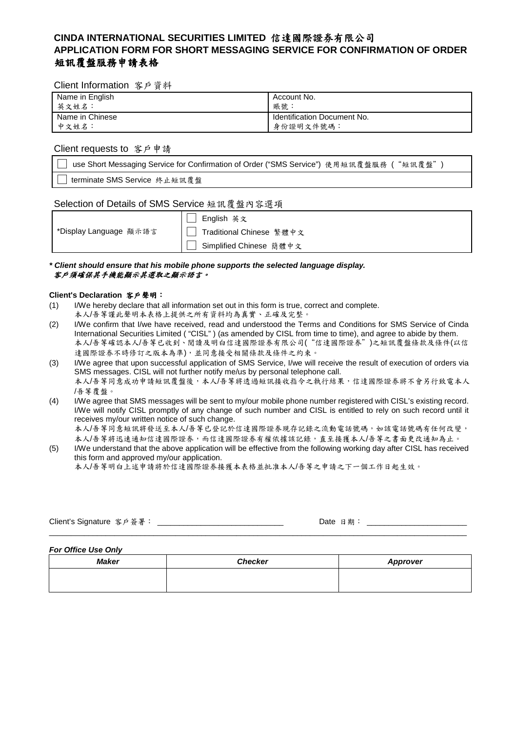# CINDA INTERNATIONAL SECURITIES LIMITED 信達國際證券有限公司
# APPLICATION FORM FOR SHORT MESSAGING SERVICE FOR CONFIRMATION OF ORDER
# 短訊覆盤服務申請表格

## Client Information 客戶資料

| Name in English<br>英文姓名： | Account No.<br>賬號： |
|---|---|
| Name in Chinese<br>中文姓名： | Identification Document No.<br>身份證明文件號碼： |

## Client requests to 客戶申請

| |
|---|
| ☐ use Short Messaging Service for Confirmation of Order ("SMS Service") 使用短訊覆盤服務（"短訊覆盤"） |
| ☐ terminate SMS Service 終止短訊覆盤 |

## Selection of Details of SMS Service 短訊覆盤內容選項

| | |
|---|---|
| *Display Language 顯示語言 | ☐ English 英文<br>☐ Traditional Chinese 繁體中文<br>☐ Simplified Chinese 簡體中文 |

***\* Client should ensure that his mobile phone supports the selected language display.***
***客戶須確保其手機能顯示其選取之顯示語言。***

**Client's Declaration 客戶聲明：**

(1) I/We hereby declare that all information set out in this form is true, correct and complete.
本人/吾等謹此聲明本表格上提供之所有資料均為真實、正確及完整。

(2) I/We confirm that I/we have received, read and understood the Terms and Conditions for SMS Service of Cinda International Securities Limited ( "CISL" ) (as amended by CISL from time to time), and agree to abide by them.
本人/吾等確認本人/吾等已收到、閱讀及明白信達國際證券有限公司("信達國際證券")之短訊覆盤條款及條件(以信達國際證券不時修訂之版本為準)，並同意接受相關條款及條件之約束。

(3) I/We agree that upon successful application of SMS Service, I/we will receive the result of execution of orders via SMS messages. CISL will not further notify me/us by personal telephone call.
本人/吾等同意成功申請短訊覆盤後，本人/吾等將透過短訊接收指令之執行結果，信達國際證券將不會另行致電本人/吾等覆盤。

(4) I/We agree that SMS messages will be sent to my/our mobile phone number registered with CISL's existing record. I/We will notify CISL promptly of any change of such number and CISL is entitled to rely on such record until it receives my/our written notice of such change.
本人/吾等同意短訊將發送至本人/吾等已登記於信達國際證券現存記錄之流動電話號碼，如該電話號碼有任何改變，本人/吾等將迅速通知信達國際證券，而信達國際證券有權依據該記錄，直至接獲本人/吾等之書面更改通知為止。

(5) I/We understand that the above application will be effective from the following working day after CISL has received this form and approved my/our application.
本人/吾等明白上述申請將於信達國際證券接獲本表格並批准本人/吾等之申請之下一個工作日起生效。

Client's Signature 客戶簽署：_____________________________ Date 日期：_______________________

***For Office Use Only***

| ***Maker*** | ***Checker*** | ***Approver*** |
|---|---|---|
| | | |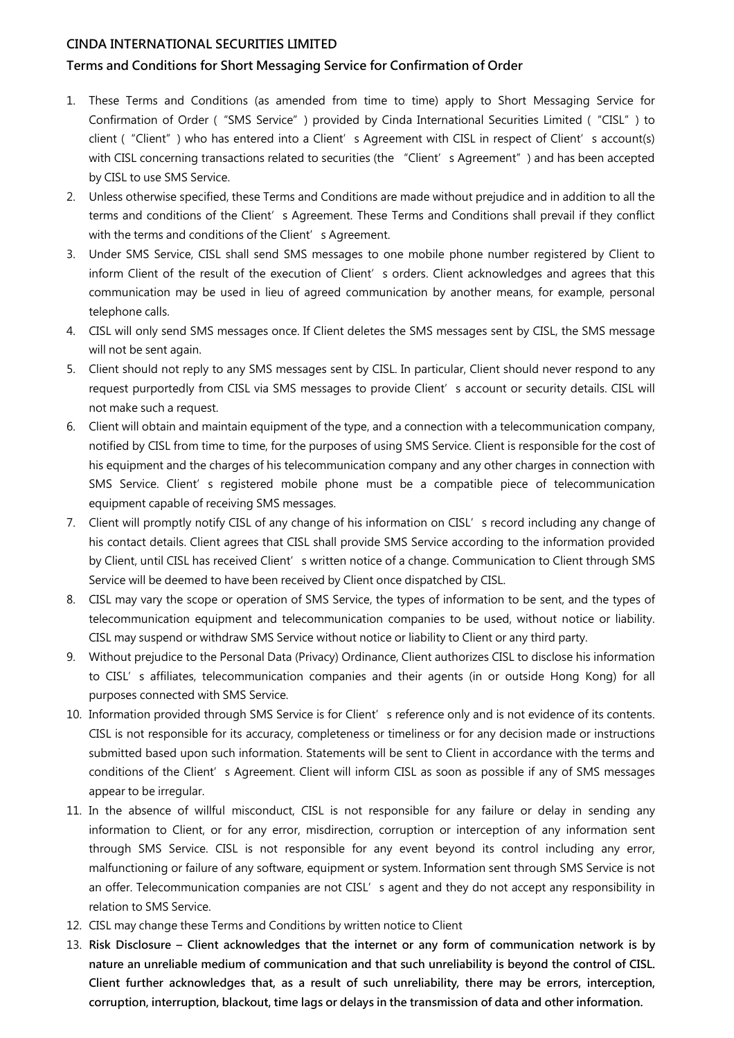**CINDA INTERNATIONAL SECURITIES LIMITED**

**Terms and Conditions for Short Messaging Service for Confirmation of Order**

1. These Terms and Conditions (as amended from time to time) apply to Short Messaging Service for Confirmation of Order ("SMS Service") provided by Cinda International Securities Limited ("CISL") to client ("Client") who has entered into a Client's Agreement with CISL in respect of Client's account(s) with CISL concerning transactions related to securities (the "Client's Agreement") and has been accepted by CISL to use SMS Service.
2. Unless otherwise specified, these Terms and Conditions are made without prejudice and in addition to all the terms and conditions of the Client's Agreement. These Terms and Conditions shall prevail if they conflict with the terms and conditions of the Client's Agreement.
3. Under SMS Service, CISL shall send SMS messages to one mobile phone number registered by Client to inform Client of the result of the execution of Client's orders. Client acknowledges and agrees that this communication may be used in lieu of agreed communication by another means, for example, personal telephone calls.
4. CISL will only send SMS messages once. If Client deletes the SMS messages sent by CISL, the SMS message will not be sent again.
5. Client should not reply to any SMS messages sent by CISL. In particular, Client should never respond to any request purportedly from CISL via SMS messages to provide Client's account or security details. CISL will not make such a request.
6. Client will obtain and maintain equipment of the type, and a connection with a telecommunication company, notified by CISL from time to time, for the purposes of using SMS Service. Client is responsible for the cost of his equipment and the charges of his telecommunication company and any other charges in connection with SMS Service. Client's registered mobile phone must be a compatible piece of telecommunication equipment capable of receiving SMS messages.
7. Client will promptly notify CISL of any change of his information on CISL's record including any change of his contact details. Client agrees that CISL shall provide SMS Service according to the information provided by Client, until CISL has received Client's written notice of a change. Communication to Client through SMS Service will be deemed to have been received by Client once dispatched by CISL.
8. CISL may vary the scope or operation of SMS Service, the types of information to be sent, and the types of telecommunication equipment and telecommunication companies to be used, without notice or liability. CISL may suspend or withdraw SMS Service without notice or liability to Client or any third party.
9. Without prejudice to the Personal Data (Privacy) Ordinance, Client authorizes CISL to disclose his information to CISL's affiliates, telecommunication companies and their agents (in or outside Hong Kong) for all purposes connected with SMS Service.
10. Information provided through SMS Service is for Client's reference only and is not evidence of its contents. CISL is not responsible for its accuracy, completeness or timeliness or for any decision made or instructions submitted based upon such information. Statements will be sent to Client in accordance with the terms and conditions of the Client's Agreement. Client will inform CISL as soon as possible if any of SMS messages appear to be irregular.
11. In the absence of willful misconduct, CISL is not responsible for any failure or delay in sending any information to Client, or for any error, misdirection, corruption or interception of any information sent through SMS Service. CISL is not responsible for any event beyond its control including any error, malfunctioning or failure of any software, equipment or system. Information sent through SMS Service is not an offer. Telecommunication companies are not CISL's agent and they do not accept any responsibility in relation to SMS Service.
12. CISL may change these Terms and Conditions by written notice to Client
13. **Risk Disclosure – Client acknowledges that the internet or any form of communication network is by nature an unreliable medium of communication and that such unreliability is beyond the control of CISL. Client further acknowledges that, as a result of such unreliability, there may be errors, interception, corruption, interruption, blackout, time lags or delays in the transmission of data and other information.**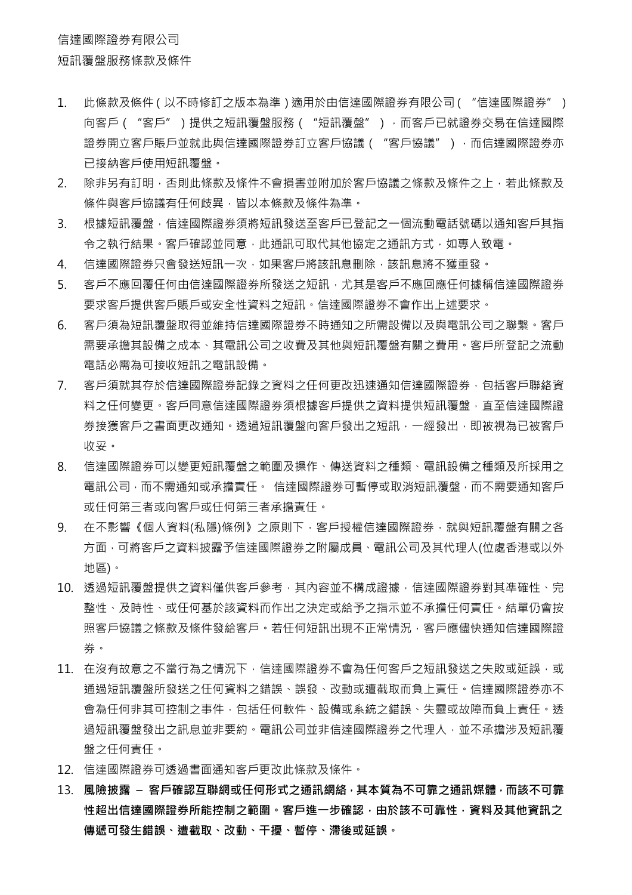信達國際證券有限公司

短訊覆盤服務條款及條件

1. 此條款及條件（以不時修訂之版本為準）適用於由信達國際證券有限公司（ “信達國際證券” ）向客戶（ “客戶” ）提供之短訊覆盤服務（ “短訊覆盤” ），而客戶已就證券交易在信達國際證券開立客戶賬戶並就此與信達國際證券訂立客戶協議（ “客戶協議” ），而信達國際證券亦已接納客戶使用短訊覆盤。
2. 除非另有訂明，否則此條款及條件不會損害並附加於客戶協議之條款及條件之上，若此條款及條件與客戶協議有任何歧異，皆以本條款及條件為準。
3. 根據短訊覆盤，信達國際證券須將短訊發送至客戶已登記之一個流動電話號碼以通知客戶其指令之執行結果。客戶確認並同意，此通訊可取代其他協定之通訊方式，如專人致電。
4. 信達國際證券只會發送短訊一次，如果客戶將該訊息刪除，該訊息將不獲重發。
5. 客戶不應回覆任何由信達國際證券所發送之短訊，尤其是客戶不應回應任何據稱信達國際證券要求客戶提供客戶賬戶或安全性資料之短訊。信達國際證券不會作出上述要求。
6. 客戶須為短訊覆盤取得並維持信達國際證券不時通知之所需設備以及與電訊公司之聯繫。客戶需要承擔其設備之成本、其電訊公司之收費及其他與短訊覆盤有關之費用。客戶所登記之流動電話必需為可接收短訊之電話設備。
7. 客戶須就其存於信達國際證券記錄之資料之任何更改迅速通知信達國際證券，包括客戶聯絡資料之任何變更。客戶同意信達國際證券須根據客戶提供之資料提供短訊覆盤，直至信達國際證券接獲客戶之書面更改通知。透過短訊覆盤向客戶發出之短訊，一經發出，即被視為已被客戶收妥。
8. 信達國際證券可以變更短訊覆盤之範圍及操作、傳送資料之種類、電訊設備之種類及所採用之電訊公司，而不需通知或承擔責任。 信達國際證券可暫停或取消短訊覆盤，而不需要通知客戶或任何第三者或向客戶或任何第三者承擔責任。
9. 在不影響《個人資料(私隱)條例》之原則下，客戶授權信達國際證券，就與短訊覆盤有關之各方面，可將客戶之資料披露予信達國際證券之附屬成員、電訊公司及其代理人(位處香港或以外地區)。
10. 透過短訊覆盤提供之資料僅供客戶參考，其內容並不構成證據，信達國際證券對其準確性、完整性、及時性、或任何基於該資料而作出之決定或給予之指示並不承擔任何責任。結單仍會按照客戶協議之條款及條件發給客戶。若任何短訊出現不正常情況，客戶應儘快通知信達國際證券。
11. 在沒有故意之不當行為之情況下，信達國際證券不會為任何客戶之短訊發送之失敗或延誤，或通過短訊覆盤所發送之任何資料之錯誤、誤發、改動或遭截取而負上責任。信達國際證券亦不會為任何非其可控制之事件，包括任何軟件、設備或系統之錯誤、失靈或故障而負上責任。透過短訊覆盤發出之訊息並非要約。電訊公司並非信達國際證券之代理人，並不承擔涉及短訊覆盤之任何責任。
12. 信達國際證券可透過書面通知客戶更改此條款及條件。
13. **風險披露 – 客戶確認互聯網或任何形式之通訊網絡，其本質為不可靠之通訊媒體，而該不可靠性超出信達國際證券所能控制之範圍。客戶進一步確認，由於該不可靠性，資料及其他資訊之傳遞可發生錯誤、遭截取、改動、干擾、暫停、滯後或延誤。**